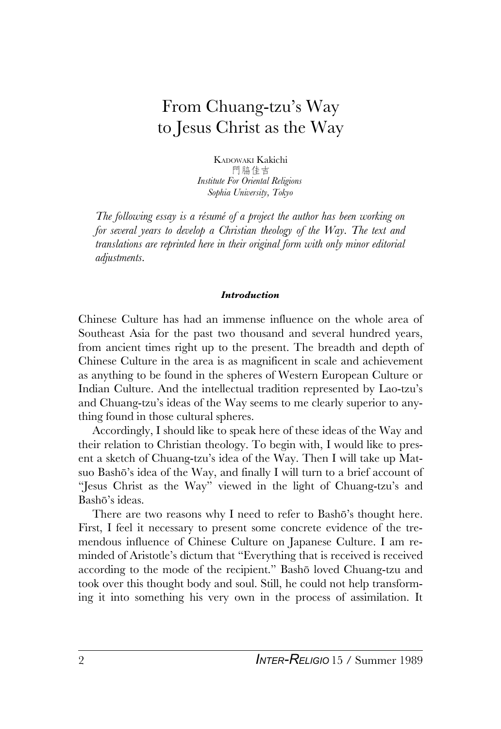# From Chuang-tzu's Way to Jesus Christ as the Way

KADOWAKI Kakichi
門脇佳吉
*Institute For Oriental Religions*
*Sophia University, Tokyo*

*The following essay is a résumé of a project the author has been working on for several years to develop a Christian theology of the Way. The text and translations are reprinted here in their original form with only minor editorial adjustments.*

### *Introduction*

Chinese Culture has had an immense influence on the whole area of Southeast Asia for the past two thousand and several hundred years, from ancient times right up to the present. The breadth and depth of Chinese Culture in the area is as magnificent in scale and achievement as anything to be found in the spheres of Western European Culture or Indian Culture. And the intellectual tradition represented by Lao-tzu's and Chuang-tzu's ideas of the Way seems to me clearly superior to anything found in those cultural spheres.

Accordingly, I should like to speak here of these ideas of the Way and their relation to Christian theology. To begin with, I would like to present a sketch of Chuang-tzu's idea of the Way. Then I will take up Matsuo Bashō's idea of the Way, and finally I will turn to a brief account of "Jesus Christ as the Way" viewed in the light of Chuang-tzu's and Bashō's ideas.

There are two reasons why I need to refer to Bashō's thought here. First, I feel it necessary to present some concrete evidence of the tremendous influence of Chinese Culture on Japanese Culture. I am reminded of Aristotle's dictum that "Everything that is received is received according to the mode of the recipient." Bashō loved Chuang-tzu and took over this thought body and soul. Still, he could not help transforming it into something his very own in the process of assimilation. It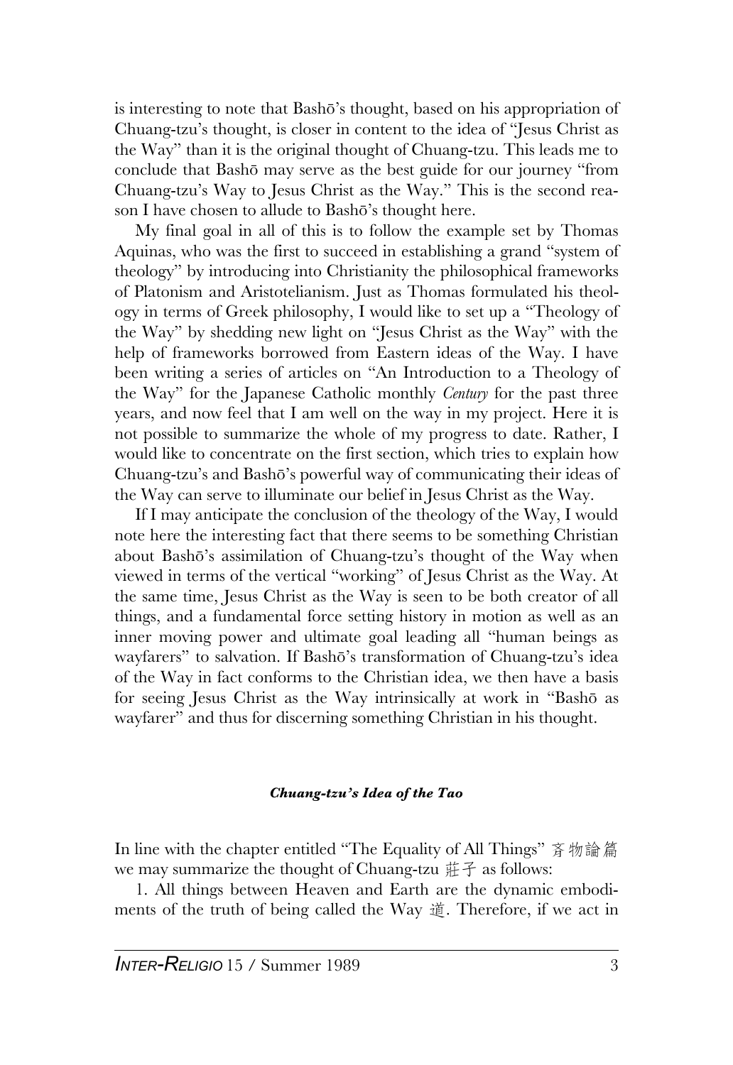is interesting to note that Bashō's thought, based on his appropriation of Chuang-tzu's thought, is closer in content to the idea of "Jesus Christ as the Way" than it is the original thought of Chuang-tzu. This leads me to conclude that Bashō may serve as the best guide for our journey "from Chuang-tzu's Way to Jesus Christ as the Way." This is the second reason I have chosen to allude to Bashō's thought here.

My final goal in all of this is to follow the example set by Thomas Aquinas, who was the first to succeed in establishing a grand "system of theology" by introducing into Christianity the philosophical frameworks of Platonism and Aristotelianism. Just as Thomas formulated his theology in terms of Greek philosophy, I would like to set up a "Theology of the Way" by shedding new light on "Jesus Christ as the Way" with the help of frameworks borrowed from Eastern ideas of the Way. I have been writing a series of articles on "An Introduction to a Theology of the Way" for the Japanese Catholic monthly *Century* for the past three years, and now feel that I am well on the way in my project. Here it is not possible to summarize the whole of my progress to date. Rather, I would like to concentrate on the first section, which tries to explain how Chuang-tzu's and Bashō's powerful way of communicating their ideas of the Way can serve to illuminate our belief in Jesus Christ as the Way.

If I may anticipate the conclusion of the theology of the Way, I would note here the interesting fact that there seems to be something Christian about Bashō's assimilation of Chuang-tzu's thought of the Way when viewed in terms of the vertical "working" of Jesus Christ as the Way. At the same time, Jesus Christ as the Way is seen to be both creator of all things, and a fundamental force setting history in motion as well as an inner moving power and ultimate goal leading all "human beings as wayfarers" to salvation. If Bashō's transformation of Chuang-tzu's idea of the Way in fact conforms to the Christian idea, we then have a basis for seeing Jesus Christ as the Way intrinsically at work in "Bashō as wayfarer" and thus for discerning something Christian in his thought.

### *Chuang-tzu's Idea of the Tao*

In line with the chapter entitled "The Equality of All Things" 斉物論篇 we may summarize the thought of Chuang-tzu 莊子 as follows:

1. All things between Heaven and Earth are the dynamic embodiments of the truth of being called the Way 道. Therefore, if we act in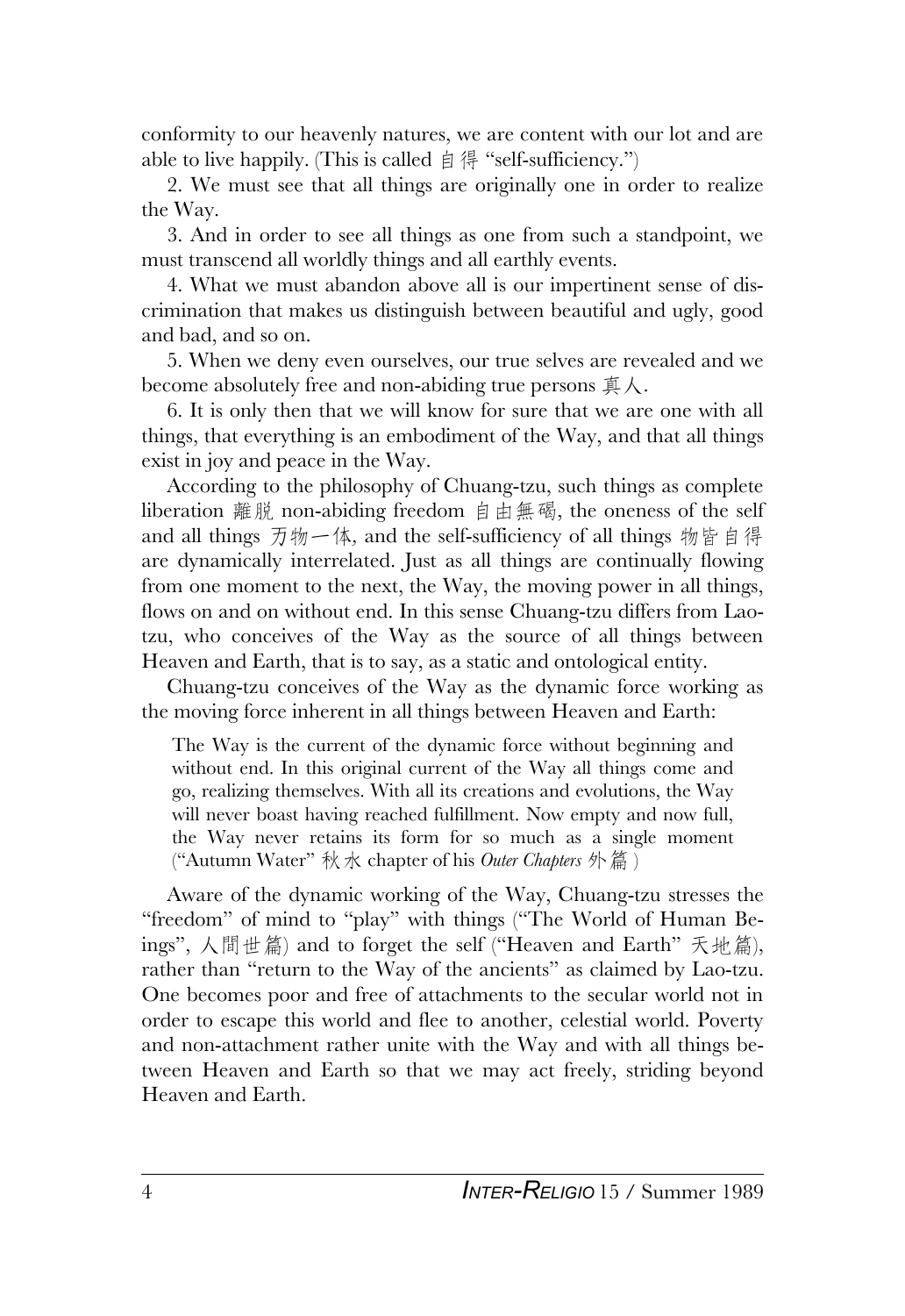conformity to our heavenly natures, we are content with our lot and are able to live happily. (This is called 自得 "self-sufficiency.")

2. We must see that all things are originally one in order to realize the Way.

3. And in order to see all things as one from such a standpoint, we must transcend all worldly things and all earthly events.

4. What we must abandon above all is our impertinent sense of discrimination that makes us distinguish between beautiful and ugly, good and bad, and so on.

5. When we deny even ourselves, our true selves are revealed and we become absolutely free and non-abiding true persons 真人.

6. It is only then that we will know for sure that we are one with all things, that everything is an embodiment of the Way, and that all things exist in joy and peace in the Way.

According to the philosophy of Chuang-tzu, such things as complete liberation 離脱 non-abiding freedom 自由無碍, the oneness of the self and all things 万物一体, and the self-sufficiency of all things 物皆自得 are dynamically interrelated. Just as all things are continually flowing from one moment to the next, the Way, the moving power in all things, flows on and on without end. In this sense Chuang-tzu differs from Lao-tzu, who conceives of the Way as the source of all things between Heaven and Earth, that is to say, as a static and ontological entity.

Chuang-tzu conceives of the Way as the dynamic force working as the moving force inherent in all things between Heaven and Earth:

> The Way is the current of the dynamic force without beginning and without end. In this original current of the Way all things come and go, realizing themselves. With all its creations and evolutions, the Way will never boast having reached fulfillment. Now empty and now full, the Way never retains its form for so much as a single moment ("Autumn Water" 秋水 chapter of his *Outer Chapters* 外篇 )

Aware of the dynamic working of the Way, Chuang-tzu stresses the "freedom" of mind to "play" with things ("The World of Human Beings", 人間世篇) and to forget the self ("Heaven and Earth" 天地篇), rather than "return to the Way of the ancients" as claimed by Lao-tzu. One becomes poor and free of attachments to the secular world not in order to escape this world and flee to another, celestial world. Poverty and non-attachment rather unite with the Way and with all things between Heaven and Earth so that we may act freely, striding beyond Heaven and Earth.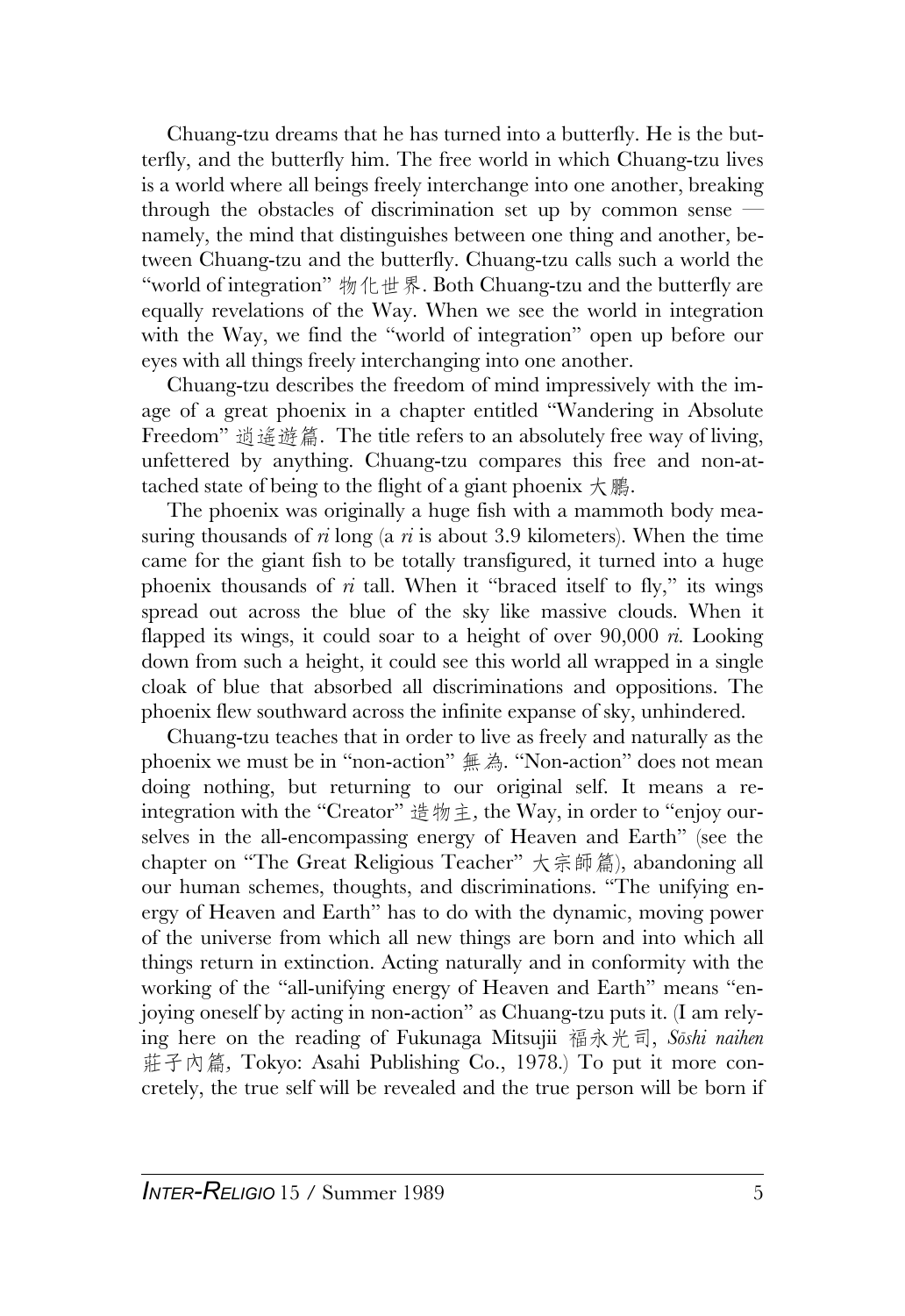Chuang-tzu dreams that he has turned into a butterfly. He is the butterfly, and the butterfly him. The free world in which Chuang-tzu lives is a world where all beings freely interchange into one another, breaking through the obstacles of discrimination set up by common sense — namely, the mind that distinguishes between one thing and another, between Chuang-tzu and the butterfly. Chuang-tzu calls such a world the "world of integration" 物化世界. Both Chuang-tzu and the butterfly are equally revelations of the Way. When we see the world in integration with the Way, we find the "world of integration" open up before our eyes with all things freely interchanging into one another.

Chuang-tzu describes the freedom of mind impressively with the image of a great phoenix in a chapter entitled "Wandering in Absolute Freedom" 逍遙遊篇. The title refers to an absolutely free way of living, unfettered by anything. Chuang-tzu compares this free and non-attached state of being to the flight of a giant phoenix 大鵬.

The phoenix was originally a huge fish with a mammoth body measuring thousands of *ri* long (a *ri* is about 3.9 kilometers). When the time came for the giant fish to be totally transfigured, it turned into a huge phoenix thousands of *ri* tall. When it "braced itself to fly," its wings spread out across the blue of the sky like massive clouds. When it flapped its wings, it could soar to a height of over 90,000 *ri*. Looking down from such a height, it could see this world all wrapped in a single cloak of blue that absorbed all discriminations and oppositions. The phoenix flew southward across the infinite expanse of sky, unhindered.

Chuang-tzu teaches that in order to live as freely and naturally as the phoenix we must be in "non-action" 無為. "Non-action" does not mean doing nothing, but returning to our original self. It means a reintegration with the "Creator" 造物主, the Way, in order to "enjoy ourselves in the all-encompassing energy of Heaven and Earth" (see the chapter on "The Great Religious Teacher" 大宗師篇), abandoning all our human schemes, thoughts, and discriminations. "The unifying energy of Heaven and Earth" has to do with the dynamic, moving power of the universe from which all new things are born and into which all things return in extinction. Acting naturally and in conformity with the working of the "all-unifying energy of Heaven and Earth" means "enjoying oneself by acting in non-action" as Chuang-tzu puts it. (I am relying here on the reading of Fukunaga Mitsujii 福永光司, *Sōshi naihen* 莊子内篇, Tokyo: Asahi Publishing Co., 1978.) To put it more concretely, the true self will be revealed and the true person will be born if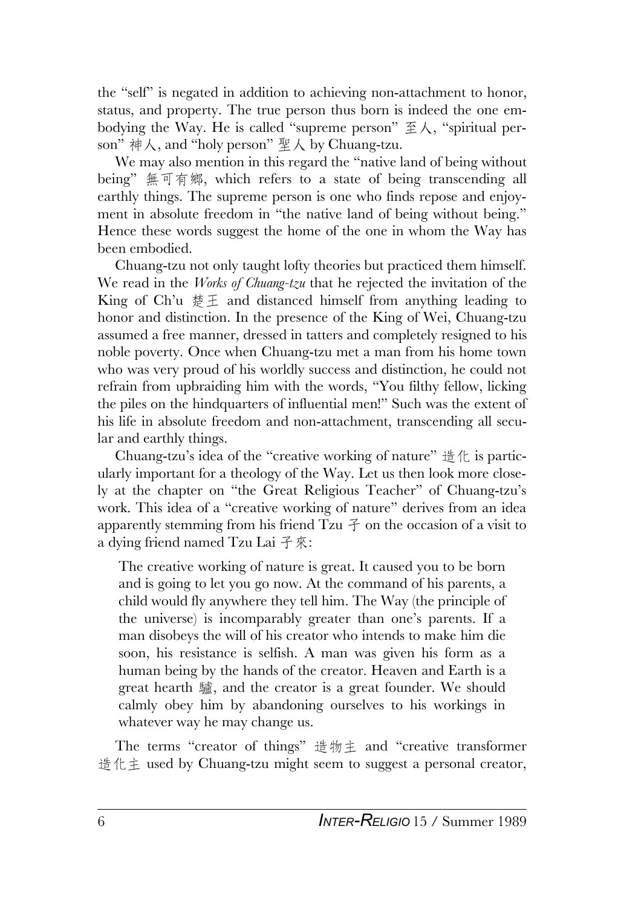the "self" is negated in addition to achieving non-attachment to honor, status, and property. The true person thus born is indeed the one embodying the Way. He is called "supreme person" 至人, "spiritual person" 神人, and "holy person" 聖人 by Chuang-tzu.

We may also mention in this regard the "native land of being without being" 無可有鄉, which refers to a state of being transcending all earthly things. The supreme person is one who finds repose and enjoyment in absolute freedom in "the native land of being without being." Hence these words suggest the home of the one in whom the Way has been embodied.

Chuang-tzu not only taught lofty theories but practiced them himself. We read in the *Works of Chuang-tzu* that he rejected the invitation of the King of Ch'u 楚王 and distanced himself from anything leading to honor and distinction. In the presence of the King of Wei, Chuang-tzu assumed a free manner, dressed in tatters and completely resigned to his noble poverty. Once when Chuang-tzu met a man from his home town who was very proud of his worldly success and distinction, he could not refrain from upbraiding him with the words, "You filthy fellow, licking the piles on the hindquarters of influential men!" Such was the extent of his life in absolute freedom and non-attachment, transcending all secular and earthly things.

Chuang-tzu's idea of the "creative working of nature" 造化 is particularly important for a theology of the Way. Let us then look more closely at the chapter on "the Great Religious Teacher" of Chuang-tzu's work. This idea of a "creative working of nature" derives from an idea apparently stemming from his friend Tzu 子 on the occasion of a visit to a dying friend named Tzu Lai 子來:

> The creative working of nature is great. It caused you to be born and is going to let you go now. At the command of his parents, a child would fly anywhere they tell him. The Way (the principle of the universe) is incomparably greater than one's parents. If a man disobeys the will of his creator who intends to make him die soon, his resistance is selfish. A man was given his form as a human being by the hands of the creator. Heaven and Earth is a great hearth 鑪, and the creator is a great founder. We should calmly obey him by abandoning ourselves to his workings in whatever way he may change us.

The terms "creator of things" 造物主 and "creative transformer 造化主 used by Chuang-tzu might seem to suggest a personal creator,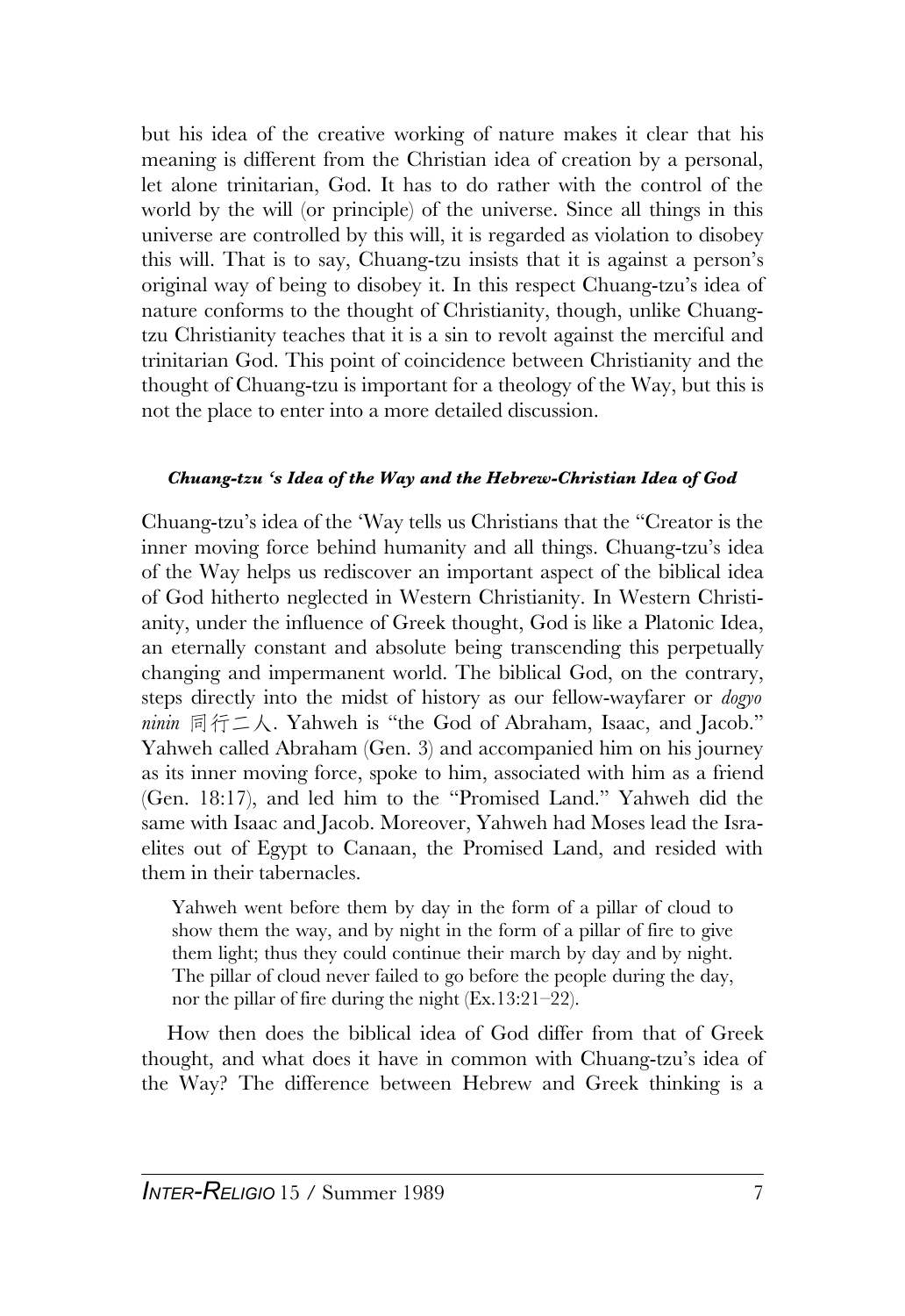but his idea of the creative working of nature makes it clear that his meaning is different from the Christian idea of creation by a personal, let alone trinitarian, God. It has to do rather with the control of the world by the will (or principle) of the universe. Since all things in this universe are controlled by this will, it is regarded as violation to disobey this will. That is to say, Chuang-tzu insists that it is against a person's original way of being to disobey it. In this respect Chuang-tzu's idea of nature conforms to the thought of Christianity, though, unlike Chuang-tzu Christianity teaches that it is a sin to revolt against the merciful and trinitarian God. This point of coincidence between Christianity and the thought of Chuang-tzu is important for a theology of the Way, but this is not the place to enter into a more detailed discussion.

#### ***Chuang-tzu 's Idea of the Way and the Hebrew-Christian Idea of God***

Chuang-tzu's idea of the 'Way tells us Christians that the "Creator is the inner moving force behind humanity and all things. Chuang-tzu's idea of the Way helps us rediscover an important aspect of the biblical idea of God hitherto neglected in Western Christianity. In Western Christianity, under the influence of Greek thought, God is like a Platonic Idea, an eternally constant and absolute being transcending this perpetually changing and impermanent world. The biblical God, on the contrary, steps directly into the midst of history as our fellow-wayfarer or *dogyo ninin* 同行二人. Yahweh is "the God of Abraham, Isaac, and Jacob." Yahweh called Abraham (Gen. 3) and accompanied him on his journey as its inner moving force, spoke to him, associated with him as a friend (Gen. 18:17), and led him to the "Promised Land." Yahweh did the same with Isaac and Jacob. Moreover, Yahweh had Moses lead the Israelites out of Egypt to Canaan, the Promised Land, and resided with them in their tabernacles.

> Yahweh went before them by day in the form of a pillar of cloud to show them the way, and by night in the form of a pillar of fire to give them light; thus they could continue their march by day and by night. The pillar of cloud never failed to go before the people during the day, nor the pillar of fire during the night (Ex.13:21–22).

How then does the biblical idea of God differ from that of Greek thought, and what does it have in common with Chuang-tzu's idea of the Way? The difference between Hebrew and Greek thinking is a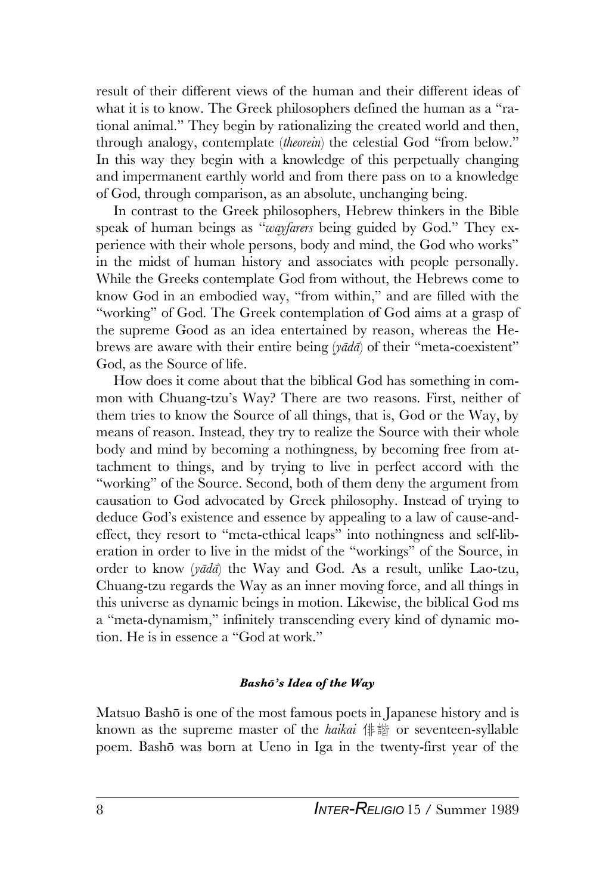result of their different views of the human and their different ideas of what it is to know. The Greek philosophers defined the human as a "rational animal." They begin by rationalizing the created world and then, through analogy, contemplate (*theorein*) the celestial God "from below." In this way they begin with a knowledge of this perpetually changing and impermanent earthly world and from there pass on to a knowledge of God, through comparison, as an absolute, unchanging being.

In contrast to the Greek philosophers, Hebrew thinkers in the Bible speak of human beings as "*wayfarers* being guided by God." They experience with their whole persons, body and mind, the God who works" in the midst of human history and associates with people personally. While the Greeks contemplate God from without, the Hebrews come to know God in an embodied way, "from within," and are filled with the "working" of God. The Greek contemplation of God aims at a grasp of the supreme Good as an idea entertained by reason, whereas the Hebrews are aware with their entire being (*yādā*) of their "meta-coexistent" God, as the Source of life.

How does it come about that the biblical God has something in common with Chuang-tzu's Way? There are two reasons. First, neither of them tries to know the Source of all things, that is, God or the Way, by means of reason. Instead, they try to realize the Source with their whole body and mind by becoming a nothingness, by becoming free from attachment to things, and by trying to live in perfect accord with the "working" of the Source. Second, both of them deny the argument from causation to God advocated by Greek philosophy. Instead of trying to deduce God's existence and essence by appealing to a law of cause-and-effect, they resort to "meta-ethical leaps" into nothingness and self-liberation in order to live in the midst of the "workings" of the Source, in order to know (*yādā*) the Way and God. As a result, unlike Lao-tzu, Chuang-tzu regards the Way as an inner moving force, and all things in this universe as dynamic beings in motion. Likewise, the biblical God ms a "meta-dynamism," infinitely transcending every kind of dynamic motion. He is in essence a "God at work."

#### *Bashō's Idea of the Way*

Matsuo Bashō is one of the most famous poets in Japanese history and is known as the supreme master of the *haikai* 俳諧 or seventeen-syllable poem. Bashō was born at Ueno in Iga in the twenty-first year of the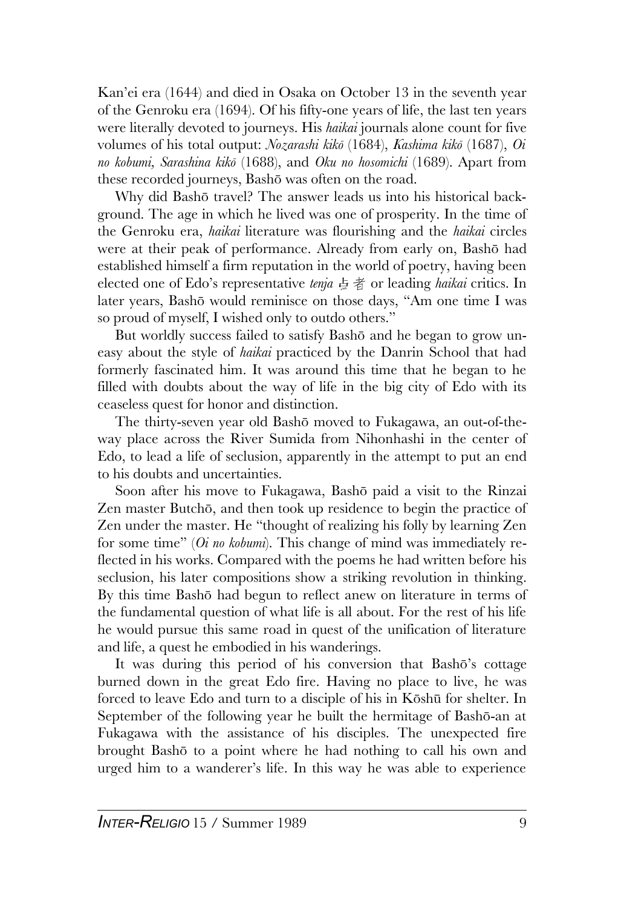Kan'ei era (1644) and died in Osaka on October 13 in the seventh year of the Genroku era (1694). Of his fifty-one years of life, the last ten years were literally devoted to journeys. His *haikai* journals alone count for five volumes of his total output: *Nozarashi kikō* (1684), *Kashima kikō* (1687), *Oi no kobumi*, *Sarashina kikō* (1688), and *Oku no hosomichi* (1689). Apart from these recorded journeys, Bashō was often on the road.

Why did Bashō travel? The answer leads us into his historical background. The age in which he lived was one of prosperity. In the time of the Genroku era, *haikai* literature was flourishing and the *haikai* circles were at their peak of performance. Already from early on, Bashō had established himself a firm reputation in the world of poetry, having been elected one of Edo's representative *tenja* 点者 or leading *haikai* critics. In later years, Bashō would reminisce on those days, "Am one time I was so proud of myself, I wished only to outdo others."

But worldly success failed to satisfy Bashō and he began to grow uneasy about the style of *haikai* practiced by the Danrin School that had formerly fascinated him. It was around this time that he began to he filled with doubts about the way of life in the big city of Edo with its ceaseless quest for honor and distinction.

The thirty-seven year old Bashō moved to Fukagawa, an out-of-the-way place across the River Sumida from Nihonhashi in the center of Edo, to lead a life of seclusion, apparently in the attempt to put an end to his doubts and uncertainties.

Soon after his move to Fukagawa, Bashō paid a visit to the Rinzai Zen master Butchō, and then took up residence to begin the practice of Zen under the master. He "thought of realizing his folly by learning Zen for some time" (*Oi no kobumi*). This change of mind was immediately reflected in his works. Compared with the poems he had written before his seclusion, his later compositions show a striking revolution in thinking. By this time Bashō had begun to reflect anew on literature in terms of the fundamental question of what life is all about. For the rest of his life he would pursue this same road in quest of the unification of literature and life, a quest he embodied in his wanderings.

It was during this period of his conversion that Bashō's cottage burned down in the great Edo fire. Having no place to live, he was forced to leave Edo and turn to a disciple of his in Kōshū for shelter. In September of the following year he built the hermitage of Bashō-an at Fukagawa with the assistance of his disciples. The unexpected fire brought Bashō to a point where he had nothing to call his own and urged him to a wanderer's life. In this way he was able to experience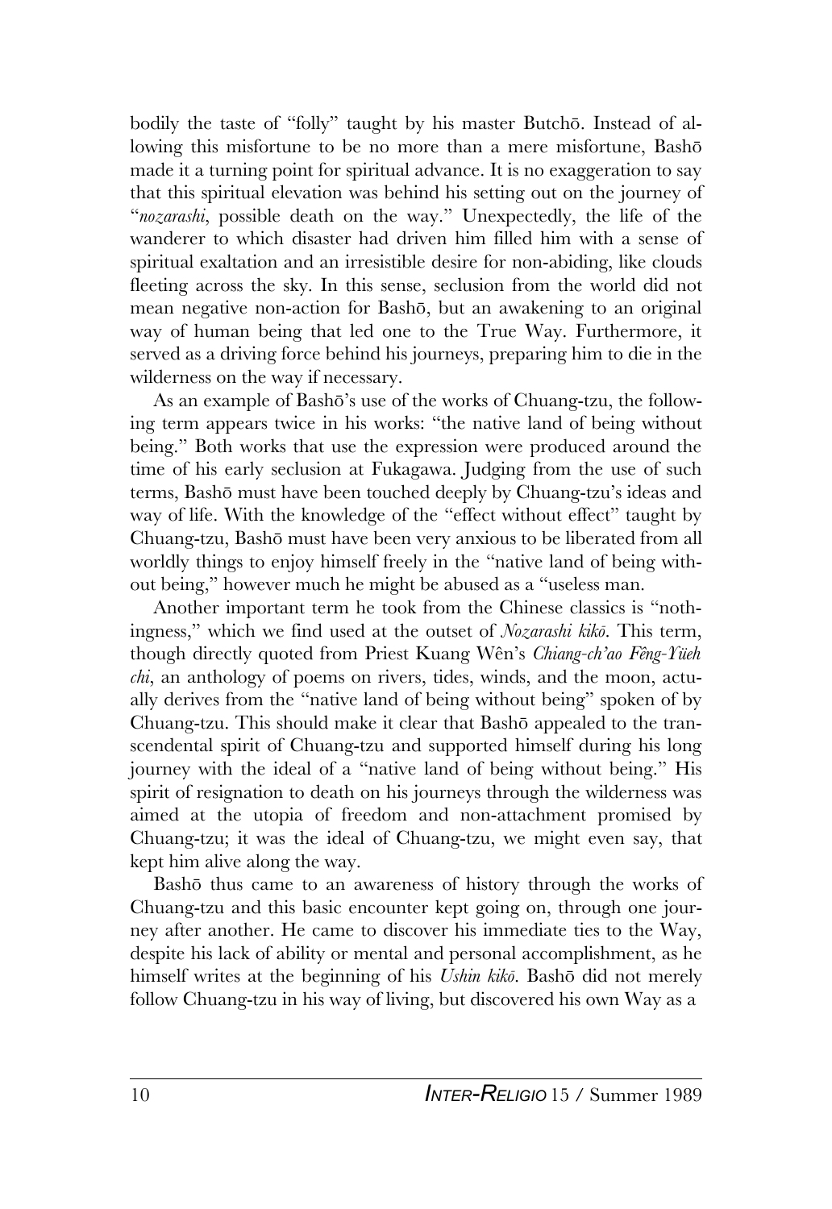bodily the taste of "folly" taught by his master Butchō. Instead of allowing this misfortune to be no more than a mere misfortune, Bashō made it a turning point for spiritual advance. It is no exaggeration to say that this spiritual elevation was behind his setting out on the journey of "*nozarashi*, possible death on the way." Unexpectedly, the life of the wanderer to which disaster had driven him filled him with a sense of spiritual exaltation and an irresistible desire for non-abiding, like clouds fleeting across the sky. In this sense, seclusion from the world did not mean negative non-action for Bashō, but an awakening to an original way of human being that led one to the True Way. Furthermore, it served as a driving force behind his journeys, preparing him to die in the wilderness on the way if necessary.

As an example of Bashō's use of the works of Chuang-tzu, the following term appears twice in his works: "the native land of being without being." Both works that use the expression were produced around the time of his early seclusion at Fukagawa. Judging from the use of such terms, Bashō must have been touched deeply by Chuang-tzu's ideas and way of life. With the knowledge of the "effect without effect" taught by Chuang-tzu, Bashō must have been very anxious to be liberated from all worldly things to enjoy himself freely in the "native land of being without being," however much he might be abused as a "useless man.

Another important term he took from the Chinese classics is "nothingness," which we find used at the outset of *Nozarashi kikō*. This term, though directly quoted from Priest Kuang Wên's *Chiang-ch'ao Fêng-Yüeh chi*, an anthology of poems on rivers, tides, winds, and the moon, actually derives from the "native land of being without being" spoken of by Chuang-tzu. This should make it clear that Bashō appealed to the transcendental spirit of Chuang-tzu and supported himself during his long journey with the ideal of a "native land of being without being." His spirit of resignation to death on his journeys through the wilderness was aimed at the utopia of freedom and non-attachment promised by Chuang-tzu; it was the ideal of Chuang-tzu, we might even say, that kept him alive along the way.

Bashō thus came to an awareness of history through the works of Chuang-tzu and this basic encounter kept going on, through one journey after another. He came to discover his immediate ties to the Way, despite his lack of ability or mental and personal accomplishment, as he himself writes at the beginning of his *Ushin kikō*. Bashō did not merely follow Chuang-tzu in his way of living, but discovered his own Way as a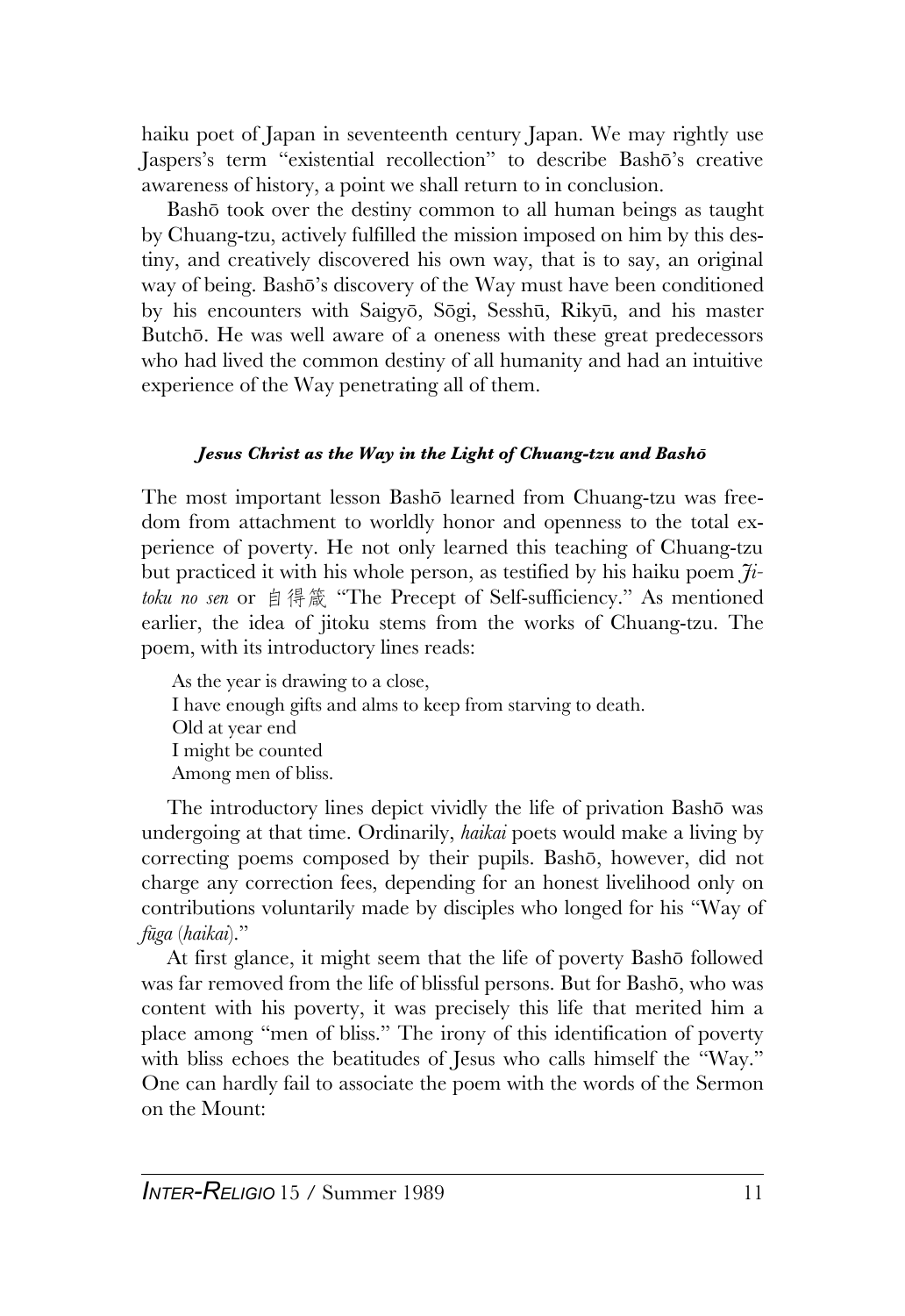haiku poet of Japan in seventeenth century Japan. We may rightly use Jaspers's term "existential recollection" to describe Bashō's creative awareness of history, a point we shall return to in conclusion.

Bashō took over the destiny common to all human beings as taught by Chuang-tzu, actively fulfilled the mission imposed on him by this destiny, and creatively discovered his own way, that is to say, an original way of being. Bashō's discovery of the Way must have been conditioned by his encounters with Saigyō, Sōgi, Sesshū, Rikyū, and his master Butchō. He was well aware of a oneness with these great predecessors who had lived the common destiny of all humanity and had an intuitive experience of the Way penetrating all of them.

### *Jesus Christ as the Way in the Light of Chuang-tzu and Bashō*

The most important lesson Bashō learned from Chuang-tzu was freedom from attachment to worldly honor and openness to the total experience of poverty. He not only learned this teaching of Chuang-tzu but practiced it with his whole person, as testified by his haiku poem *Jitoku no sen* or 自得箴 "The Precept of Self-sufficiency." As mentioned earlier, the idea of jitoku stems from the works of Chuang-tzu. The poem, with its introductory lines reads:

> As the year is drawing to a close,
> I have enough gifts and alms to keep from starving to death.
> Old at year end
> I might be counted
> Among men of bliss.

The introductory lines depict vividly the life of privation Bashō was undergoing at that time. Ordinarily, *haikai* poets would make a living by correcting poems composed by their pupils. Bashō, however, did not charge any correction fees, depending for an honest livelihood only on contributions voluntarily made by disciples who longed for his "Way of *fūga* (*haikai*)."

At first glance, it might seem that the life of poverty Bashō followed was far removed from the life of blissful persons. But for Bashō, who was content with his poverty, it was precisely this life that merited him a place among "men of bliss." The irony of this identification of poverty with bliss echoes the beatitudes of Jesus who calls himself the "Way." One can hardly fail to associate the poem with the words of the Sermon on the Mount: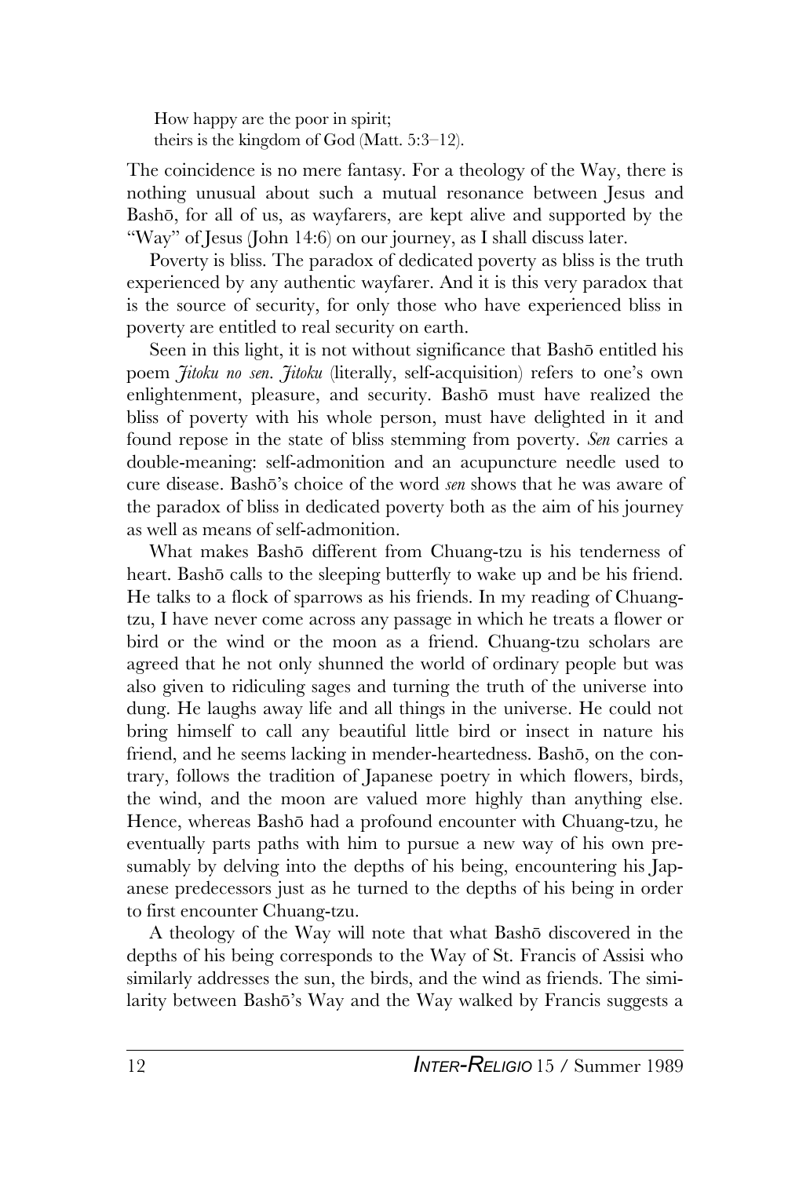How happy are the poor in spirit;  
theirs is the kingdom of God (Matt. 5:3–12).

The coincidence is no mere fantasy. For a theology of the Way, there is nothing unusual about such a mutual resonance between Jesus and Bashō, for all of us, as wayfarers, are kept alive and supported by the "Way" of Jesus (John 14:6) on our journey, as I shall discuss later.

Poverty is bliss. The paradox of dedicated poverty as bliss is the truth experienced by any authentic wayfarer. And it is this very paradox that is the source of security, for only those who have experienced bliss in poverty are entitled to real security on earth.

Seen in this light, it is not without significance that Bashō entitled his poem *Jitoku no sen*. *Jitoku* (literally, self-acquisition) refers to one's own enlightenment, pleasure, and security. Bashō must have realized the bliss of poverty with his whole person, must have delighted in it and found repose in the state of bliss stemming from poverty. *Sen* carries a double-meaning: self-admonition and an acupuncture needle used to cure disease. Bashō's choice of the word *sen* shows that he was aware of the paradox of bliss in dedicated poverty both as the aim of his journey as well as means of self-admonition.

What makes Bashō different from Chuang-tzu is his tenderness of heart. Bashō calls to the sleeping butterfly to wake up and be his friend. He talks to a flock of sparrows as his friends. In my reading of Chuang-tzu, I have never come across any passage in which he treats a flower or bird or the wind or the moon as a friend. Chuang-tzu scholars are agreed that he not only shunned the world of ordinary people but was also given to ridiculing sages and turning the truth of the universe into dung. He laughs away life and all things in the universe. He could not bring himself to call any beautiful little bird or insect in nature his friend, and he seems lacking in mender-heartedness. Bashō, on the contrary, follows the tradition of Japanese poetry in which flowers, birds, the wind, and the moon are valued more highly than anything else. Hence, whereas Bashō had a profound encounter with Chuang-tzu, he eventually parts paths with him to pursue a new way of his own presumably by delving into the depths of his being, encountering his Japanese predecessors just as he turned to the depths of his being in order to first encounter Chuang-tzu.

A theology of the Way will note that what Bashō discovered in the depths of his being corresponds to the Way of St. Francis of Assisi who similarly addresses the sun, the birds, and the wind as friends. The similarity between Bashō's Way and the Way walked by Francis suggests a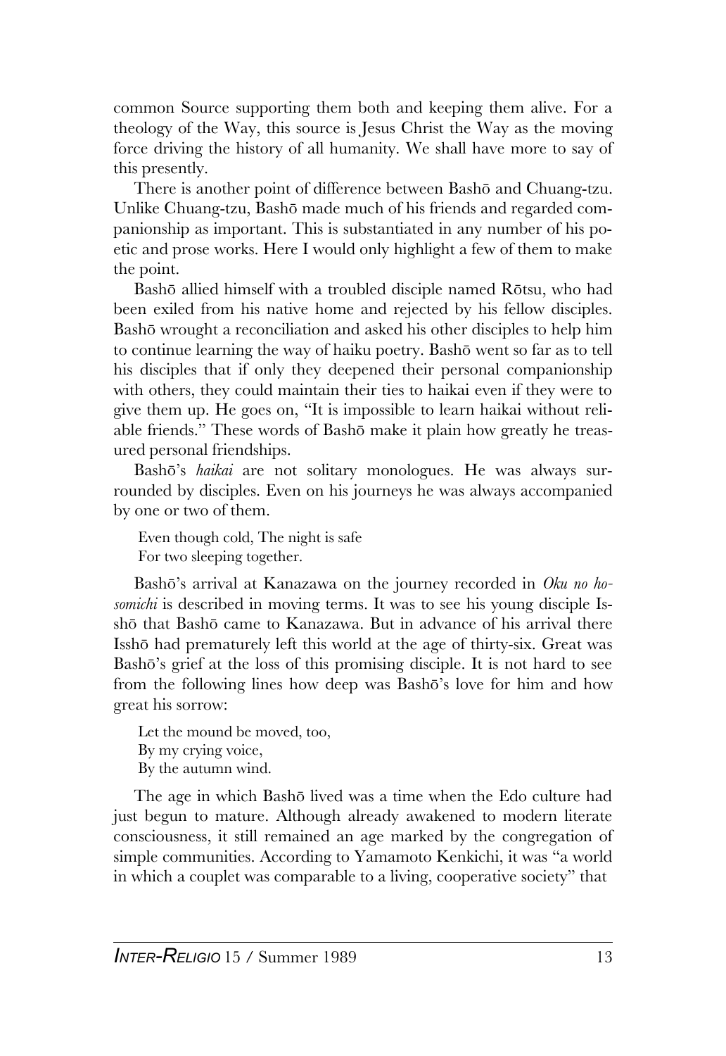common Source supporting them both and keeping them alive. For a theology of the Way, this source is Jesus Christ the Way as the moving force driving the history of all humanity. We shall have more to say of this presently.

There is another point of difference between Bashō and Chuang-tzu. Unlike Chuang-tzu, Bashō made much of his friends and regarded companionship as important. This is substantiated in any number of his poetic and prose works. Here I would only highlight a few of them to make the point.

Bashō allied himself with a troubled disciple named Rōtsu, who had been exiled from his native home and rejected by his fellow disciples. Bashō wrought a reconciliation and asked his other disciples to help him to continue learning the way of haiku poetry. Bashō went so far as to tell his disciples that if only they deepened their personal companionship with others, they could maintain their ties to haikai even if they were to give them up. He goes on, "It is impossible to learn haikai without reliable friends." These words of Bashō make it plain how greatly he treasured personal friendships.

Bashō's *haikai* are not solitary monologues. He was always surrounded by disciples. Even on his journeys he was always accompanied by one or two of them.

> Even though cold, The night is safe
> For two sleeping together.

Bashō's arrival at Kanazawa on the journey recorded in *Oku no hosomichi* is described in moving terms. It was to see his young disciple Isshō that Bashō came to Kanazawa. But in advance of his arrival there Isshō had prematurely left this world at the age of thirty-six. Great was Bashō's grief at the loss of this promising disciple. It is not hard to see from the following lines how deep was Bashō's love for him and how great his sorrow:

> Let the mound be moved, too,
> By my crying voice,
> By the autumn wind.

The age in which Bashō lived was a time when the Edo culture had just begun to mature. Although already awakened to modern literate consciousness, it still remained an age marked by the congregation of simple communities. According to Yamamoto Kenkichi, it was "a world in which a couplet was comparable to a living, cooperative society" that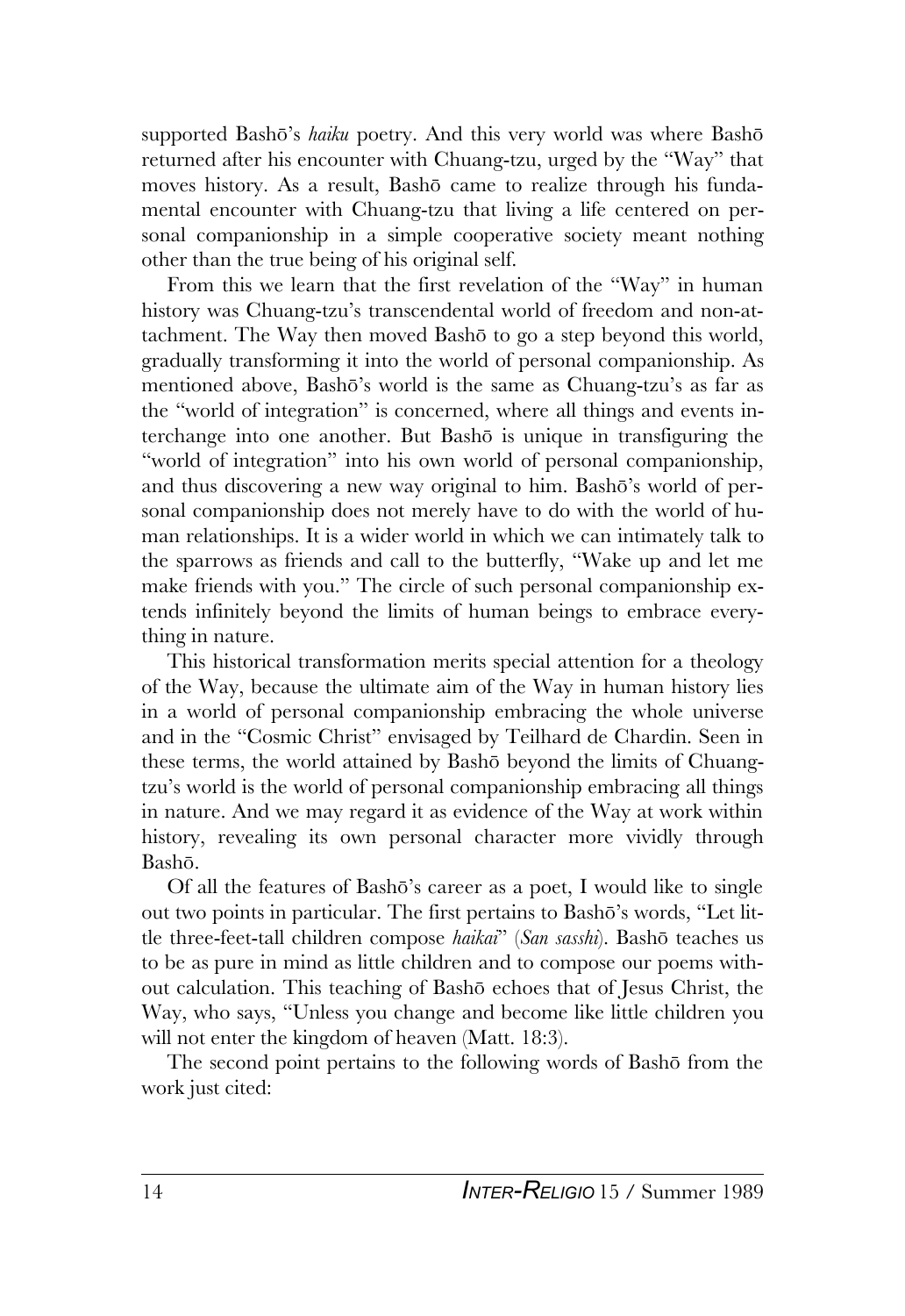supported Bashō's *haiku* poetry. And this very world was where Bashō returned after his encounter with Chuang-tzu, urged by the "Way" that moves history. As a result, Bashō came to realize through his fundamental encounter with Chuang-tzu that living a life centered on personal companionship in a simple cooperative society meant nothing other than the true being of his original self.

From this we learn that the first revelation of the "Way" in human history was Chuang-tzu's transcendental world of freedom and non-attachment. The Way then moved Bashō to go a step beyond this world, gradually transforming it into the world of personal companionship. As mentioned above, Bashō's world is the same as Chuang-tzu's as far as the "world of integration" is concerned, where all things and events interchange into one another. But Bashō is unique in transfiguring the "world of integration" into his own world of personal companionship, and thus discovering a new way original to him. Bashō's world of personal companionship does not merely have to do with the world of human relationships. It is a wider world in which we can intimately talk to the sparrows as friends and call to the butterfly, "Wake up and let me make friends with you." The circle of such personal companionship extends infinitely beyond the limits of human beings to embrace everything in nature.

This historical transformation merits special attention for a theology of the Way, because the ultimate aim of the Way in human history lies in a world of personal companionship embracing the whole universe and in the "Cosmic Christ" envisaged by Teilhard de Chardin. Seen in these terms, the world attained by Bashō beyond the limits of Chuang-tzu's world is the world of personal companionship embracing all things in nature. And we may regard it as evidence of the Way at work within history, revealing its own personal character more vividly through Bashō.

Of all the features of Bashō's career as a poet, I would like to single out two points in particular. The first pertains to Bashō's words, "Let little three-feet-tall children compose *haikai*" (*San sasshi*). Bashō teaches us to be as pure in mind as little children and to compose our poems without calculation. This teaching of Bashō echoes that of Jesus Christ, the Way, who says, "Unless you change and become like little children you will not enter the kingdom of heaven (Matt. 18:3).

The second point pertains to the following words of Bashō from the work just cited: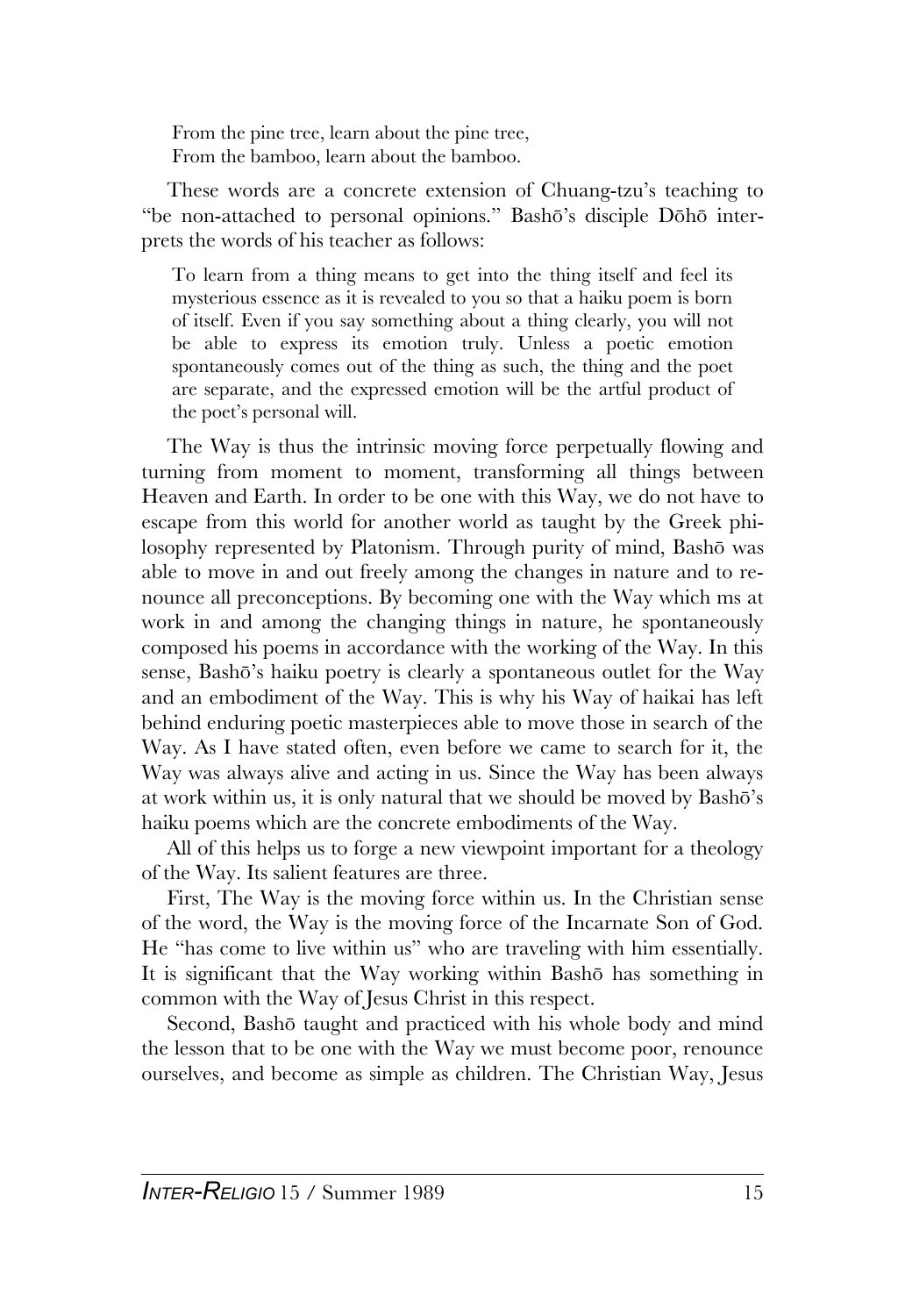> From the pine tree, learn about the pine tree,
> From the bamboo, learn about the bamboo.

These words are a concrete extension of Chuang-tzu's teaching to "be non-attached to personal opinions." Bashō's disciple Dōhō interprets the words of his teacher as follows:

> To learn from a thing means to get into the thing itself and feel its mysterious essence as it is revealed to you so that a haiku poem is born of itself. Even if you say something about a thing clearly, you will not be able to express its emotion truly. Unless a poetic emotion spontaneously comes out of the thing as such, the thing and the poet are separate, and the expressed emotion will be the artful product of the poet's personal will.

The Way is thus the intrinsic moving force perpetually flowing and turning from moment to moment, transforming all things between Heaven and Earth. In order to be one with this Way, we do not have to escape from this world for another world as taught by the Greek philosophy represented by Platonism. Through purity of mind, Bashō was able to move in and out freely among the changes in nature and to renounce all preconceptions. By becoming one with the Way which ms at work in and among the changing things in nature, he spontaneously composed his poems in accordance with the working of the Way. In this sense, Bashō's haiku poetry is clearly a spontaneous outlet for the Way and an embodiment of the Way. This is why his Way of haikai has left behind enduring poetic masterpieces able to move those in search of the Way. As I have stated often, even before we came to search for it, the Way was always alive and acting in us. Since the Way has been always at work within us, it is only natural that we should be moved by Bashō's haiku poems which are the concrete embodiments of the Way.

All of this helps us to forge a new viewpoint important for a theology of the Way. Its salient features are three.

First, The Way is the moving force within us. In the Christian sense of the word, the Way is the moving force of the Incarnate Son of God. He "has come to live within us" who are traveling with him essentially. It is significant that the Way working within Bashō has something in common with the Way of Jesus Christ in this respect.

Second, Bashō taught and practiced with his whole body and mind the lesson that to be one with the Way we must become poor, renounce ourselves, and become as simple as children. The Christian Way, Jesus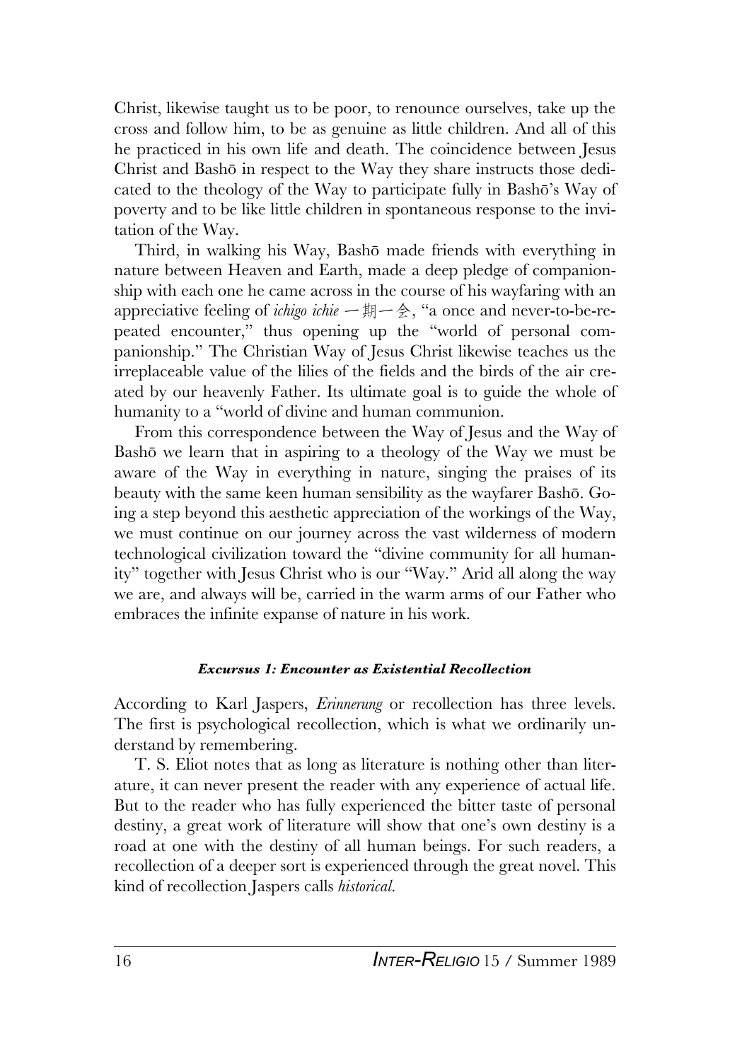Christ, likewise taught us to be poor, to renounce ourselves, take up the cross and follow him, to be as genuine as little children. And all of this he practiced in his own life and death. The coincidence between Jesus Christ and Bashō in respect to the Way they share instructs those dedicated to the theology of the Way to participate fully in Bashō's Way of poverty and to be like little children in spontaneous response to the invitation of the Way.

Third, in walking his Way, Bashō made friends with everything in nature between Heaven and Earth, made a deep pledge of companionship with each one he came across in the course of his wayfaring with an appreciative feeling of *ichigo ichie* 一期一会, "a once and never-to-be-repeated encounter," thus opening up the "world of personal companionship." The Christian Way of Jesus Christ likewise teaches us the irreplaceable value of the lilies of the fields and the birds of the air created by our heavenly Father. Its ultimate goal is to guide the whole of humanity to a "world of divine and human communion.

From this correspondence between the Way of Jesus and the Way of Bashō we learn that in aspiring to a theology of the Way we must be aware of the Way in everything in nature, singing the praises of its beauty with the same keen human sensibility as the wayfarer Bashō. Going a step beyond this aesthetic appreciation of the workings of the Way, we must continue on our journey across the vast wilderness of modern technological civilization toward the "divine community for all humanity" together with Jesus Christ who is our "Way." Arid all along the way we are, and always will be, carried in the warm arms of our Father who embraces the infinite expanse of nature in his work.

#### *Excursus 1: Encounter as Existential Recollection*

According to Karl Jaspers, *Erinnerung* or recollection has three levels. The first is psychological recollection, which is what we ordinarily understand by remembering.

T. S. Eliot notes that as long as literature is nothing other than literature, it can never present the reader with any experience of actual life. But to the reader who has fully experienced the bitter taste of personal destiny, a great work of literature will show that one's own destiny is a road at one with the destiny of all human beings. For such readers, a recollection of a deeper sort is experienced through the great novel. This kind of recollection Jaspers calls *historical*.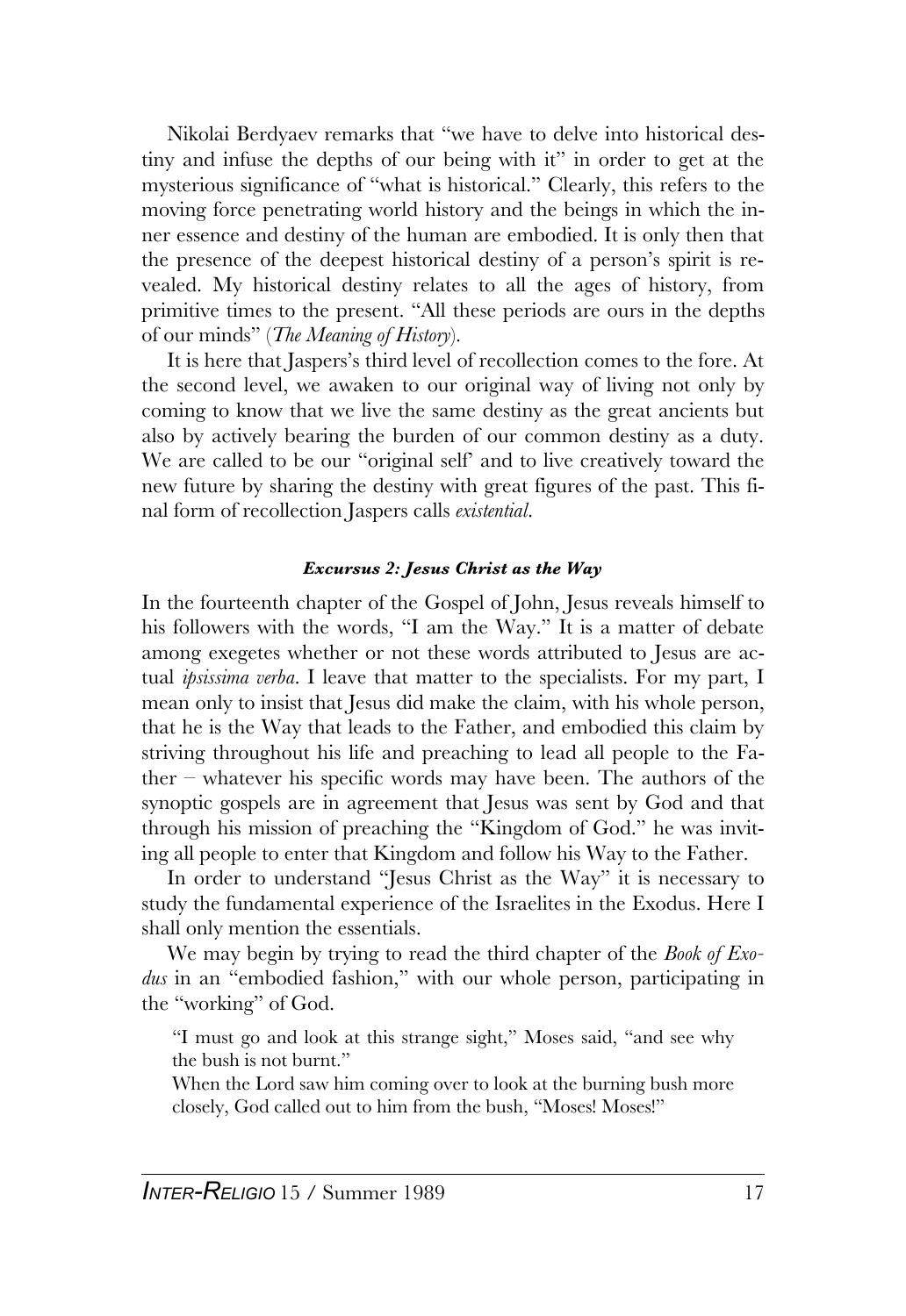Nikolai Berdyaev remarks that "we have to delve into historical destiny and infuse the depths of our being with it" in order to get at the mysterious significance of "what is historical." Clearly, this refers to the moving force penetrating world history and the beings in which the inner essence and destiny of the human are embodied. It is only then that the presence of the deepest historical destiny of a person's spirit is revealed. My historical destiny relates to all the ages of history, from primitive times to the present. "All these periods are ours in the depths of our minds" (*The Meaning of History*).

It is here that Jaspers's third level of recollection comes to the fore. At the second level, we awaken to our original way of living not only by coming to know that we live the same destiny as the great ancients but also by actively bearing the burden of our common destiny as a duty. We are called to be our "original self' and to live creatively toward the new future by sharing the destiny with great figures of the past. This final form of recollection Jaspers calls *existential*.

#### *Excursus 2: Jesus Christ as the Way*

In the fourteenth chapter of the Gospel of John, Jesus reveals himself to his followers with the words, "I am the Way." It is a matter of debate among exegetes whether or not these words attributed to Jesus are actual *ipsissima verba*. I leave that matter to the specialists. For my part, I mean only to insist that Jesus did make the claim, with his whole person, that he is the Way that leads to the Father, and embodied this claim by striving throughout his life and preaching to lead all people to the Father – whatever his specific words may have been. The authors of the synoptic gospels are in agreement that Jesus was sent by God and that through his mission of preaching the "Kingdom of God." he was inviting all people to enter that Kingdom and follow his Way to the Father.

In order to understand "Jesus Christ as the Way" it is necessary to study the fundamental experience of the Israelites in the Exodus. Here I shall only mention the essentials.

We may begin by trying to read the third chapter of the *Book of Exodus* in an "embodied fashion," with our whole person, participating in the "working" of God.

> "I must go and look at this strange sight," Moses said, "and see why the bush is not burnt."
> When the Lord saw him coming over to look at the burning bush more closely, God called out to him from the bush, "Moses! Moses!"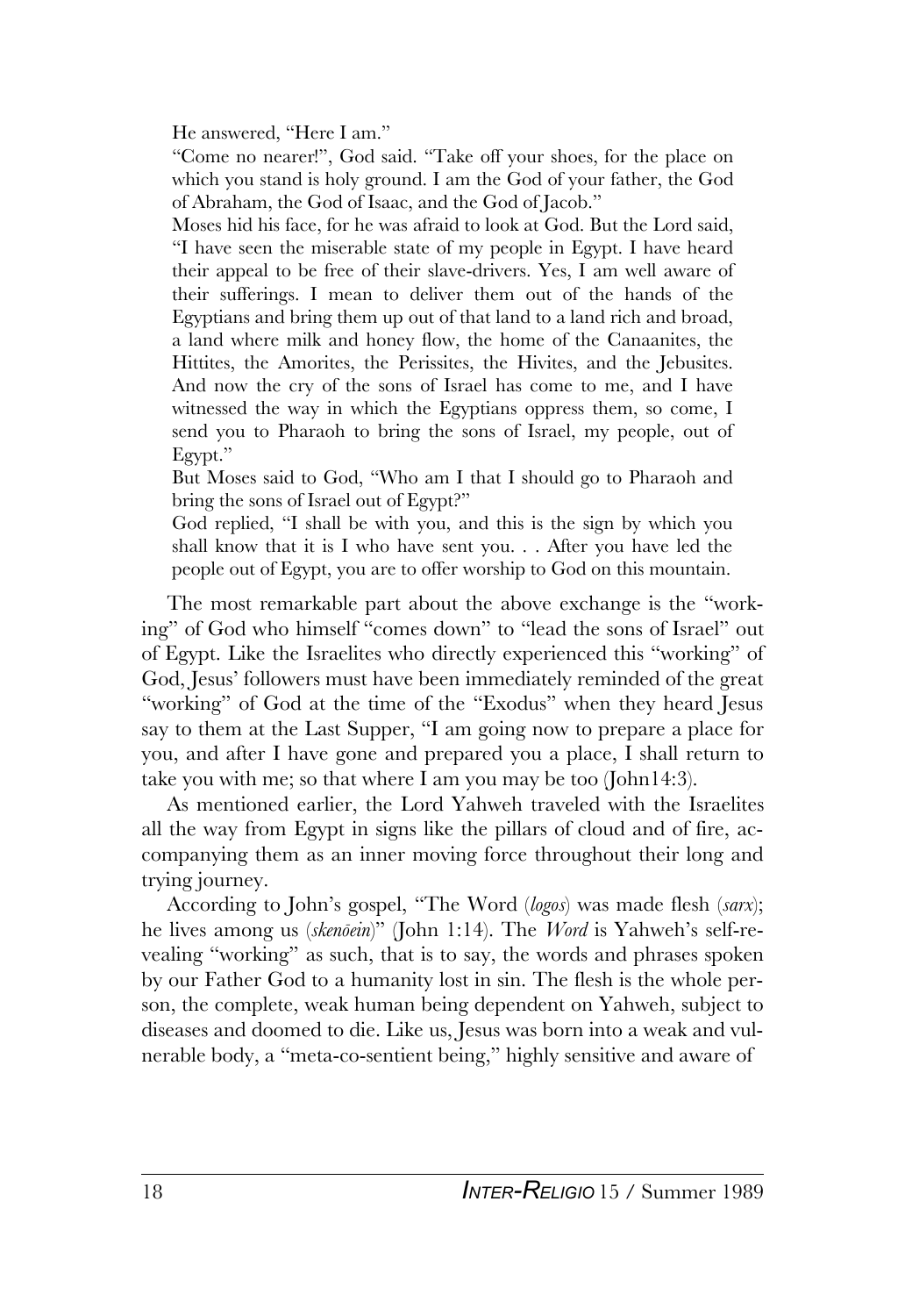He answered, "Here I am."

"Come no nearer!", God said. "Take off your shoes, for the place on which you stand is holy ground. I am the God of your father, the God of Abraham, the God of Isaac, and the God of Jacob."

Moses hid his face, for he was afraid to look at God. But the Lord said, "I have seen the miserable state of my people in Egypt. I have heard their appeal to be free of their slave-drivers. Yes, I am well aware of their sufferings. I mean to deliver them out of the hands of the Egyptians and bring them up out of that land to a land rich and broad, a land where milk and honey flow, the home of the Canaanites, the Hittites, the Amorites, the Perissites, the Hivites, and the Jebusites. And now the cry of the sons of Israel has come to me, and I have witnessed the way in which the Egyptians oppress them, so come, I send you to Pharaoh to bring the sons of Israel, my people, out of Egypt."

But Moses said to God, "Who am I that I should go to Pharaoh and bring the sons of Israel out of Egypt?"

God replied, "I shall be with you, and this is the sign by which you shall know that it is I who have sent you. . . After you have led the people out of Egypt, you are to offer worship to God on this mountain.

The most remarkable part about the above exchange is the "working" of God who himself "comes down" to "lead the sons of Israel" out of Egypt. Like the Israelites who directly experienced this "working" of God, Jesus' followers must have been immediately reminded of the great "working" of God at the time of the "Exodus" when they heard Jesus say to them at the Last Supper, "I am going now to prepare a place for you, and after I have gone and prepared you a place, I shall return to take you with me; so that where I am you may be too (John14:3).

As mentioned earlier, the Lord Yahweh traveled with the Israelites all the way from Egypt in signs like the pillars of cloud and of fire, accompanying them as an inner moving force throughout their long and trying journey.

According to John's gospel, "The Word (*logos*) was made flesh (*sarx*); he lives among us (*skenōein*)" (John 1:14). The *Word* is Yahweh's self-revealing "working" as such, that is to say, the words and phrases spoken by our Father God to a humanity lost in sin. The flesh is the whole person, the complete, weak human being dependent on Yahweh, subject to diseases and doomed to die. Like us, Jesus was born into a weak and vulnerable body, a "meta-co-sentient being," highly sensitive and aware of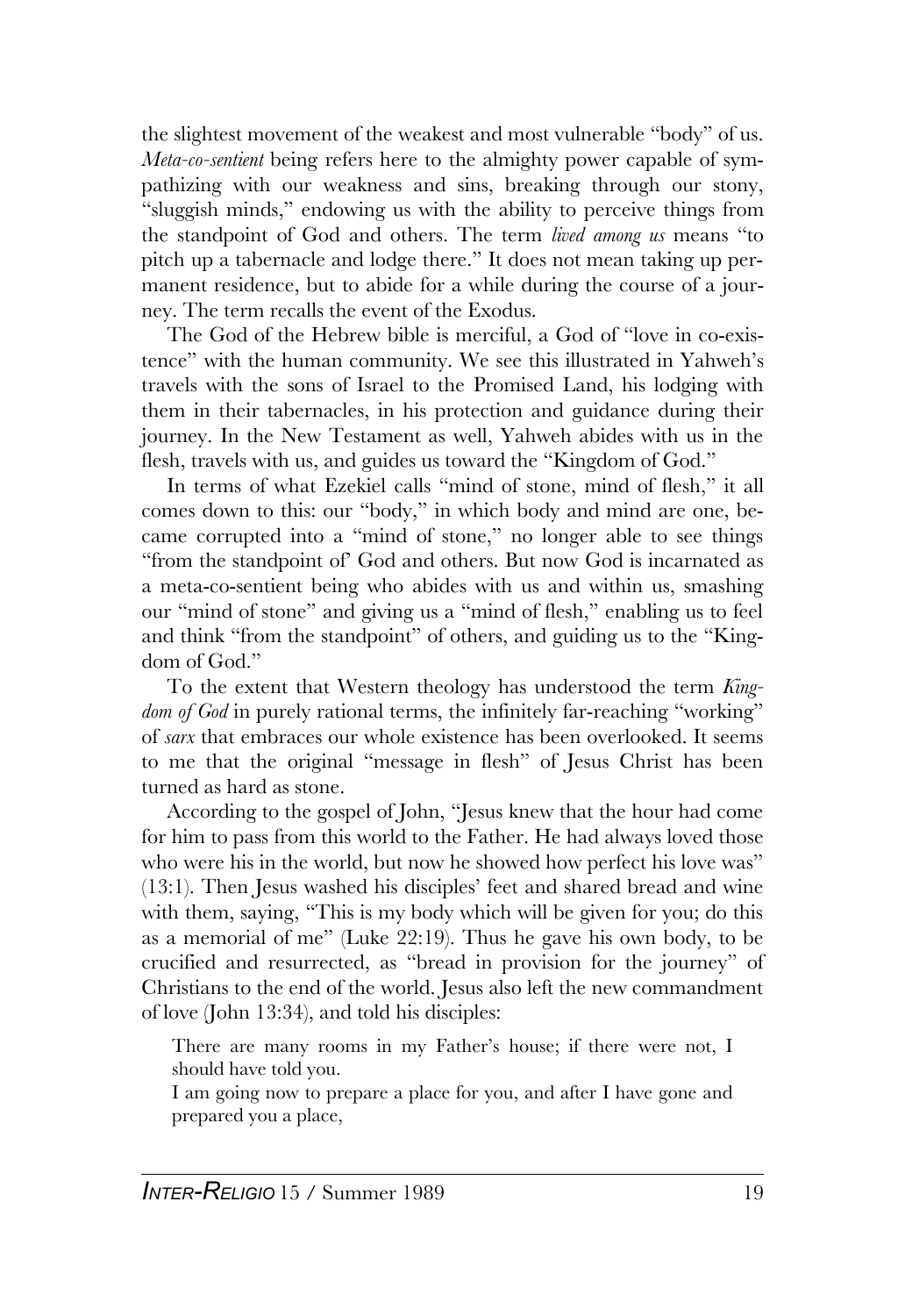the slightest movement of the weakest and most vulnerable "body" of us. *Meta-co-sentient* being refers here to the almighty power capable of sympathizing with our weakness and sins, breaking through our stony, "sluggish minds," endowing us with the ability to perceive things from the standpoint of God and others. The term *lived among us* means "to pitch up a tabernacle and lodge there." It does not mean taking up permanent residence, but to abide for a while during the course of a journey. The term recalls the event of the Exodus.

The God of the Hebrew bible is merciful, a God of "love in co-existence" with the human community. We see this illustrated in Yahweh's travels with the sons of Israel to the Promised Land, his lodging with them in their tabernacles, in his protection and guidance during their journey. In the New Testament as well, Yahweh abides with us in the flesh, travels with us, and guides us toward the "Kingdom of God."

In terms of what Ezekiel calls "mind of stone, mind of flesh," it all comes down to this: our "body," in which body and mind are one, became corrupted into a "mind of stone," no longer able to see things "from the standpoint of' God and others. But now God is incarnated as a meta-co-sentient being who abides with us and within us, smashing our "mind of stone" and giving us a "mind of flesh," enabling us to feel and think "from the standpoint" of others, and guiding us to the "Kingdom of God."

To the extent that Western theology has understood the term *Kingdom of God* in purely rational terms, the infinitely far-reaching "working" of *sarx* that embraces our whole existence has been overlooked. It seems to me that the original "message in flesh" of Jesus Christ has been turned as hard as stone.

According to the gospel of John, "Jesus knew that the hour had come for him to pass from this world to the Father. He had always loved those who were his in the world, but now he showed how perfect his love was" (13:1). Then Jesus washed his disciples' feet and shared bread and wine with them, saying, "This is my body which will be given for you; do this as a memorial of me" (Luke 22:19). Thus he gave his own body, to be crucified and resurrected, as "bread in provision for the journey" of Christians to the end of the world. Jesus also left the new commandment of love (John 13:34), and told his disciples:

> There are many rooms in my Father's house; if there were not, I should have told you.
> I am going now to prepare a place for you, and after I have gone and prepared you a place,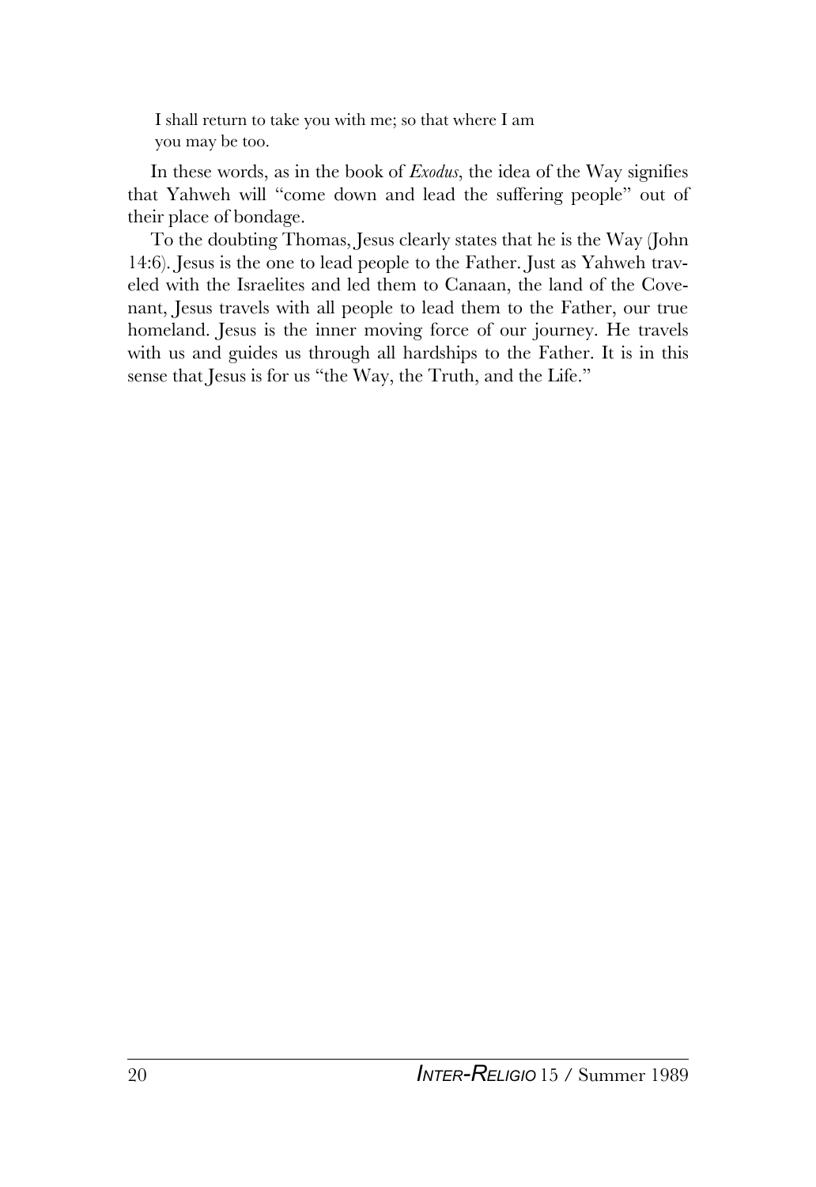I shall return to take you with me; so that where I am
you may be too.

In these words, as in the book of *Exodus*, the idea of the Way signifies that Yahweh will "come down and lead the suffering people" out of their place of bondage.

To the doubting Thomas, Jesus clearly states that he is the Way (John 14:6). Jesus is the one to lead people to the Father. Just as Yahweh traveled with the Israelites and led them to Canaan, the land of the Covenant, Jesus travels with all people to lead them to the Father, our true homeland. Jesus is the inner moving force of our journey. He travels with us and guides us through all hardships to the Father. It is in this sense that Jesus is for us "the Way, the Truth, and the Life."